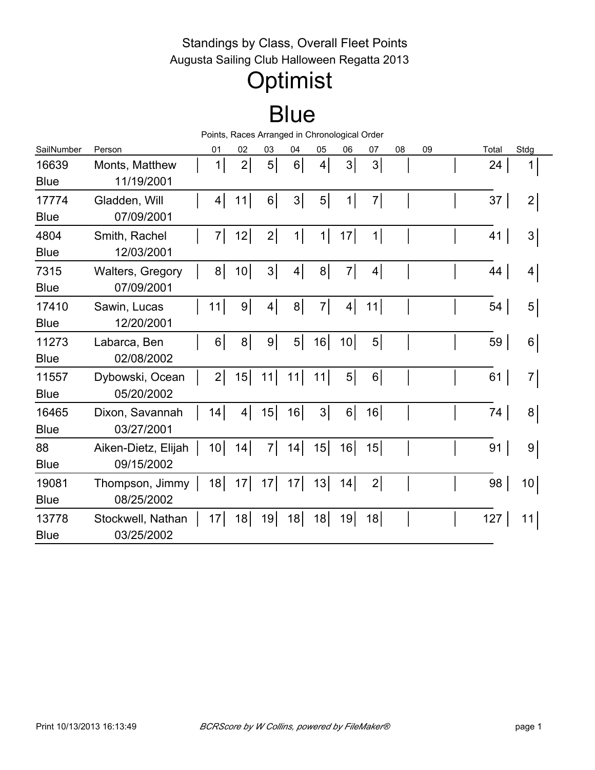Standings by Class, Overall Fleet Points

Augusta Sailing Club Halloween Regatta 2013

# Optimist

## Blue

Points, Races Arranged in Chronological Order

| SailNumber | Person | 01 | 02 | 03 | 04 | 05 | 06 | 07 | 08 | 09 | Total | Stdg |
|---|---|---|---|---|---|---|---|---|---|---|---|---|
| 16639<br>Blue | Monts, Matthew<br>11/19/2001 | 1 | 2 | 5 | 6 | 4 | 3 | 3 | | | 24 | 1 |
| 17774<br>Blue | Gladden, Will<br>07/09/2001 | 4 | 11 | 6 | 3 | 5 | 1 | 7 | | | 37 | 2 |
| 4804<br>Blue | Smith, Rachel<br>12/03/2001 | 7 | 12 | 2 | 1 | 1 | 17 | 1 | | | 41 | 3 |
| 7315<br>Blue | Walters, Gregory<br>07/09/2001 | 8 | 10 | 3 | 4 | 8 | 7 | 4 | | | 44 | 4 |
| 17410<br>Blue | Sawin, Lucas<br>12/20/2001 | 11 | 9 | 4 | 8 | 7 | 4 | 11 | | | 54 | 5 |
| 11273<br>Blue | Labarca, Ben<br>02/08/2002 | 6 | 8 | 9 | 5 | 16 | 10 | 5 | | | 59 | 6 |
| 11557<br>Blue | Dybowski, Ocean<br>05/20/2002 | 2 | 15 | 11 | 11 | 11 | 5 | 6 | | | 61 | 7 |
| 16465<br>Blue | Dixon, Savannah<br>03/27/2001 | 14 | 4 | 15 | 16 | 3 | 6 | 16 | | | 74 | 8 |
| 88<br>Blue | Aiken-Dietz, Elijah<br>09/15/2002 | 10 | 14 | 7 | 14 | 15 | 16 | 15 | | | 91 | 9 |
| 19081<br>Blue | Thompson, Jimmy<br>08/25/2002 | 18 | 17 | 17 | 17 | 13 | 14 | 2 | | | 98 | 10 |
| 13778<br>Blue | Stockwell, Nathan<br>03/25/2002 | 17 | 18 | 19 | 18 | 18 | 19 | 18 | | | 127 | 11 |

Print 10/13/2013 16:13:49 *BCRScore by W Collins, powered by FileMaker®*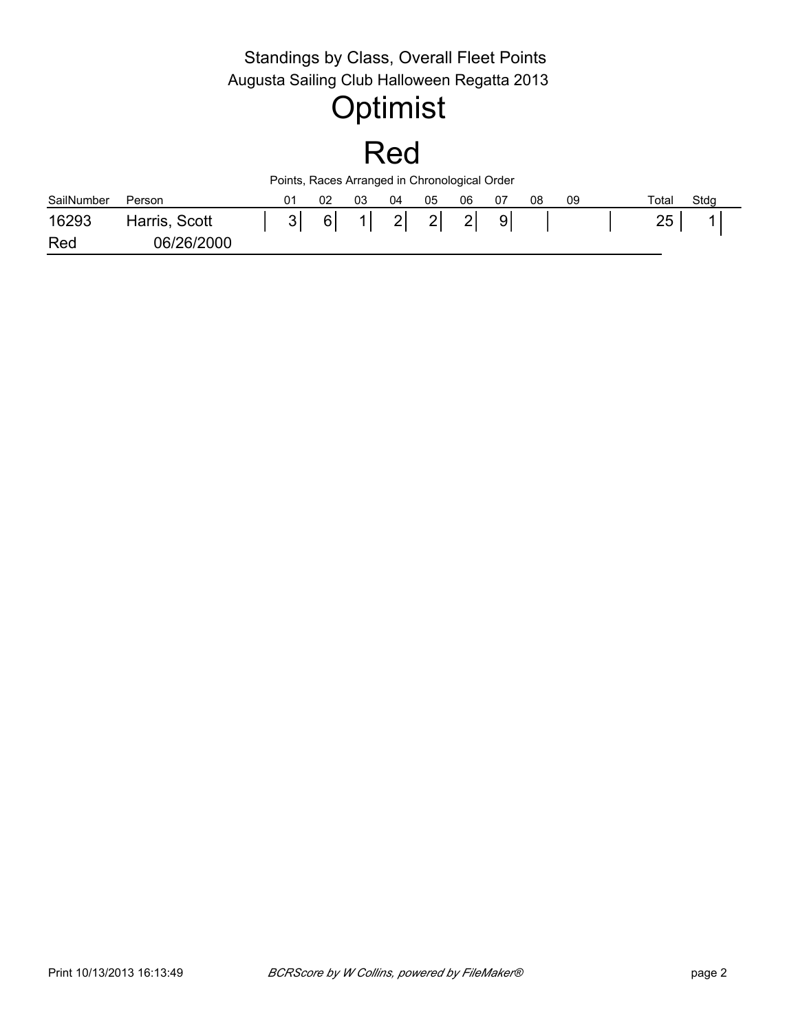Standings by Class, Overall Fleet Points

Augusta Sailing Club Halloween Regatta 2013

# Optimist

# Red

Points, Races Arranged in Chronological Order

| SailNumber | Person | 01 | 02 | 03 | 04 | 05 | 06 | 07 | 08 | 09 | Total | Stdg |
|---|---|---|---|---|---|---|---|---|---|---|---|---|
| 16293 | Harris, Scott | 3 | 6 | 1 | 2 | 2 | 2 | 9 | | | 25 | 1 |
| Red | 06/26/2000 | | | | | | | | | | | |

Print 10/13/2013 16:13:49 *BCRScore by W Collins, powered by FileMaker®*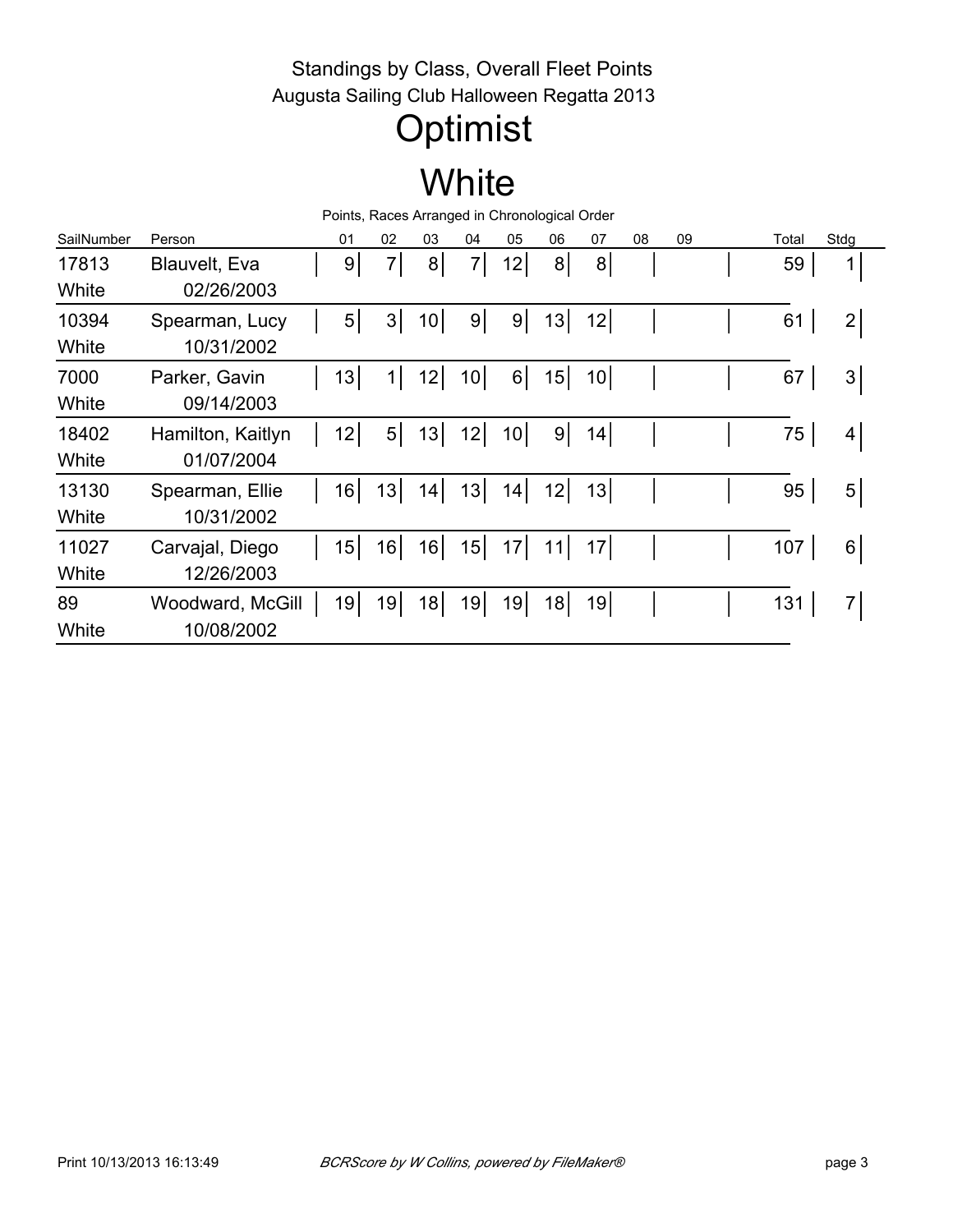Standings by Class, Overall Fleet Points

Augusta Sailing Club Halloween Regatta 2013

# Optimist

# White

Points, Races Arranged in Chronological Order

| SailNumber | Person | 01 | 02 | 03 | 04 | 05 | 06 | 07 | 08 | 09 | Total | Stdg |
|---|---|---|---|---|---|---|---|---|---|---|---|---|
| 17813<br>White | Blauvelt, Eva<br>02/26/2003 | 9 | 7 | 8 | 7 | 12 | 8 | 8 | | | 59 | 1 |
| 10394<br>White | Spearman, Lucy<br>10/31/2002 | 5 | 3 | 10 | 9 | 9 | 13 | 12 | | | 61 | 2 |
| 7000<br>White | Parker, Gavin<br>09/14/2003 | 13 | 1 | 12 | 10 | 6 | 15 | 10 | | | 67 | 3 |
| 18402<br>White | Hamilton, Kaitlyn<br>01/07/2004 | 12 | 5 | 13 | 12 | 10 | 9 | 14 | | | 75 | 4 |
| 13130<br>White | Spearman, Ellie<br>10/31/2002 | 16 | 13 | 14 | 13 | 14 | 12 | 13 | | | 95 | 5 |
| 11027<br>White | Carvajal, Diego<br>12/26/2003 | 15 | 16 | 16 | 15 | 17 | 11 | 17 | | | 107 | 6 |
| 89<br>White | Woodward, McGill<br>10/08/2002 | 19 | 19 | 18 | 19 | 19 | 18 | 19 | | | 131 | 7 |

Print 10/13/2013 16:13:49 *BCRScore by W Collins, powered by FileMaker®*